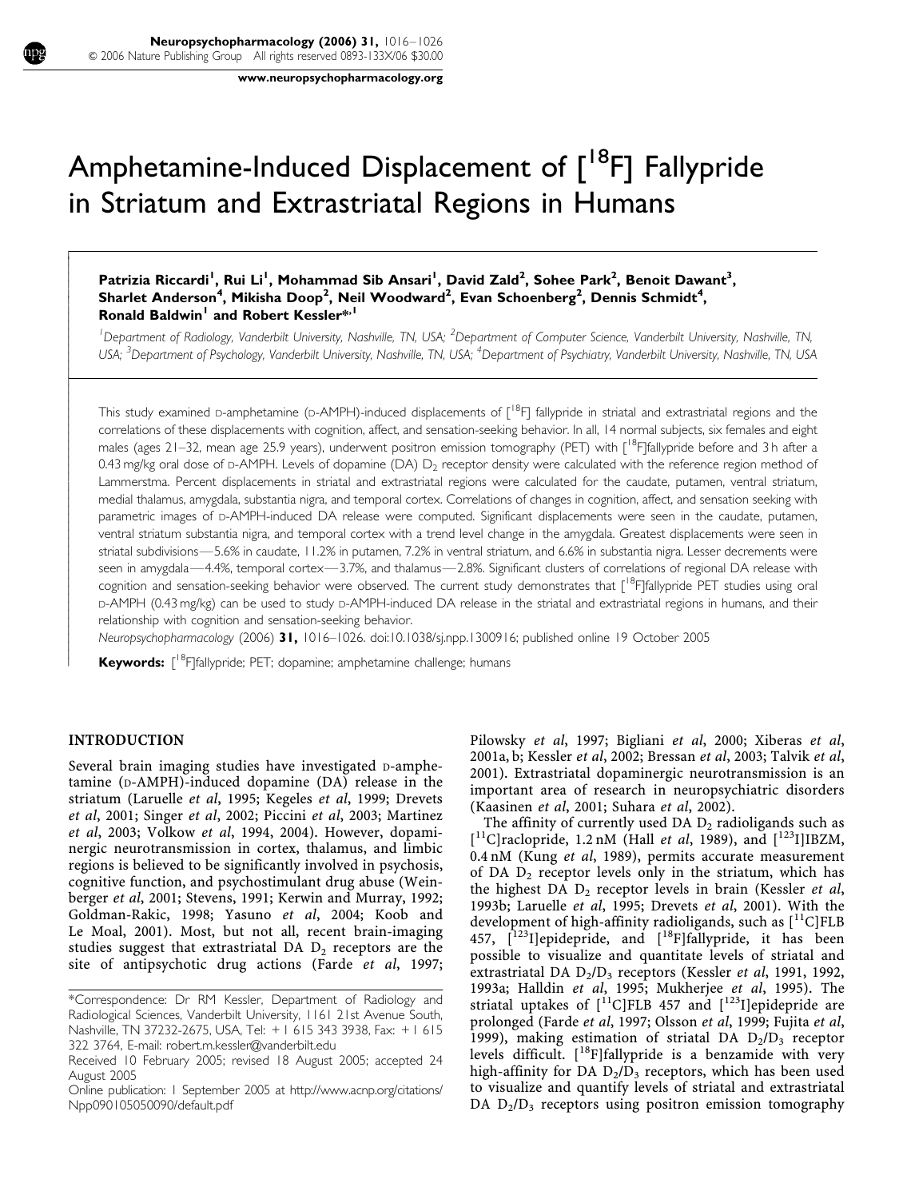# Amphetamine-Induced Displacement of [$^{18}$F] Fallypride in Striatum and Extrastriatal Regions in Humans

**Patrizia Riccardi[1], Rui Li[1], Mohammad Sib Ansari[1], David Zald[2], Sohee Park[2], Benoit Dawant[3], Sharlet Anderson[4], Mikisha Doop[2], Neil Woodward[2], Evan Schoenberg[2], Dennis Schmidt[4], Ronald Baldwin[1] and Robert Kessler*[,1]**

[1]Department of Radiology, Vanderbilt University, Nashville, TN, USA; [2]Department of Computer Science, Vanderbilt University, Nashville, TN, USA; [3]Department of Psychology, Vanderbilt University, Nashville, TN, USA; [4]Department of Psychiatry, Vanderbilt University, Nashville, TN, USA

This study examined D-amphetamine (D-AMPH)-induced displacements of [$^{18}$F] fallypride in striatal and extrastriatal regions and the correlations of these displacements with cognition, affect, and sensation-seeking behavior. In all, 14 normal subjects, six females and eight males (ages 21–32, mean age 25.9 years), underwent positron emission tomography (PET) with [$^{18}$F]fallypride before and 3 h after a 0.43 mg/kg oral dose of D-AMPH. Levels of dopamine (DA) $D_2$ receptor density were calculated with the reference region method of Lammerstma. Percent displacements in striatal and extrastriatal regions were calculated for the caudate, putamen, ventral striatum, medial thalamus, amygdala, substantia nigra, and temporal cortex. Correlations of changes in cognition, affect, and sensation seeking with parametric images of D-AMPH-induced DA release were computed. Significant displacements were seen in the caudate, putamen, ventral striatum substantia nigra, and temporal cortex with a trend level change in the amygdala. Greatest displacements were seen in striatal subdivisions—5.6% in caudate, 11.2% in putamen, 7.2% in ventral striatum, and 6.6% in substantia nigra. Lesser decrements were seen in amygdala—4.4%, temporal cortex—3.7%, and thalamus—2.8%. Significant clusters of correlations of regional DA release with cognition and sensation-seeking behavior were observed. The current study demonstrates that [$^{18}$F]fallypride PET studies using oral D-AMPH (0.43 mg/kg) can be used to study D-AMPH-induced DA release in the striatal and extrastriatal regions in humans, and their relationship with cognition and sensation-seeking behavior.

*Neuropsychopharmacology* (2006) **31**, 1016–1026. doi:10.1038/sj.npp.1300916; published online 19 October 2005

**Keywords:** [$^{18}$F]fallypride; PET; dopamine; amphetamine challenge; humans

## INTRODUCTION

Several brain imaging studies have investigated D-amphetamine (D-AMPH)-induced dopamine (DA) release in the striatum (Laruelle *et al*, 1995; Kegeles *et al*, 1999; Drevets *et al*, 2001; Singer *et al*, 2002; Piccini *et al*, 2003; Martinez *et al*, 2003; Volkow *et al*, 1994, 2004). However, dopaminergic neurotransmission in cortex, thalamus, and limbic regions is believed to be significantly involved in psychosis, cognitive function, and psychostimulant drug abuse (Weinberger *et al*, 2001; Stevens, 1991; Kerwin and Murray, 1992; Goldman-Rakic, 1998; Yasuno *et al*, 2004; Koob and Le Moal, 2001). Most, but not all, recent brain-imaging studies suggest that extrastriatal DA $D_2$ receptors are the site of antipsychotic drug actions (Farde *et al*, 1997; Pilowsky *et al*, 1997; Bigliani *et al*, 2000; Xiberas *et al*, 2001a, b; Kessler *et al*, 2002; Bressan *et al*, 2003; Talvik *et al*, 2001). Extrastriatal dopaminergic neurotransmission is an important area of research in neuropsychiatric disorders (Kaasinen *et al*, 2001; Suhara *et al*, 2002).

The affinity of currently used DA $D_2$ radioligands such as [$^{11}$C]raclopride, 1.2 nM (Hall *et al*, 1989), and [$^{123}$I]IBZM, 0.4 nM (Kung *et al*, 1989), permits accurate measurement of DA $D_2$ receptor levels only in the striatum, which has the highest DA $D_2$ receptor levels in brain (Kessler *et al*, 1993b; Laruelle *et al*, 1995; Drevets *et al*, 2001). With the development of high-affinity radioligands, such as [$^{11}$C]FLB 457, [$^{123}$I]epidepride, and [$^{18}$F]fallypride, it has been possible to visualize and quantitate levels of striatal and extrastriatal $D_2/D_3$ receptors (Kessler *et al*, 1991, 1992, 1993a; Halldin *et al*, 1995; Mukherjee *et al*, 1995). The striatal uptakes of [$^{11}$C]FLB 457 and [$^{123}$I]epidepride are prolonged (Farde *et al*, 1997; Olsson *et al*, 1999; Fujita *et al*, 1999), making estimation of striatal DA $D_2/D_3$ receptor levels difficult. [$^{18}$F]fallypride is a benzamide with very high-affinity for DA $D_2/D_3$ receptors, which has been used to visualize and quantify levels of striatal and extrastriatal DA $D_2/D_3$ receptors using positron emission tomography

*Correspondence: Dr RM Kessler, Department of Radiology and Radiological Sciences, Vanderbilt University, 1161 21st Avenue South, Nashville, TN 37232-2675, USA, Tel: + 1 615 343 3938, Fax: + 1 615 322 3764, E-mail: robert.m.kessler@vanderbilt.edu

Received 10 February 2005; revised 18 August 2005; accepted 24 August 2005

Online publication: 1 September 2005 at http://www.acnp.org/citations/Npp090105050090/default.pdf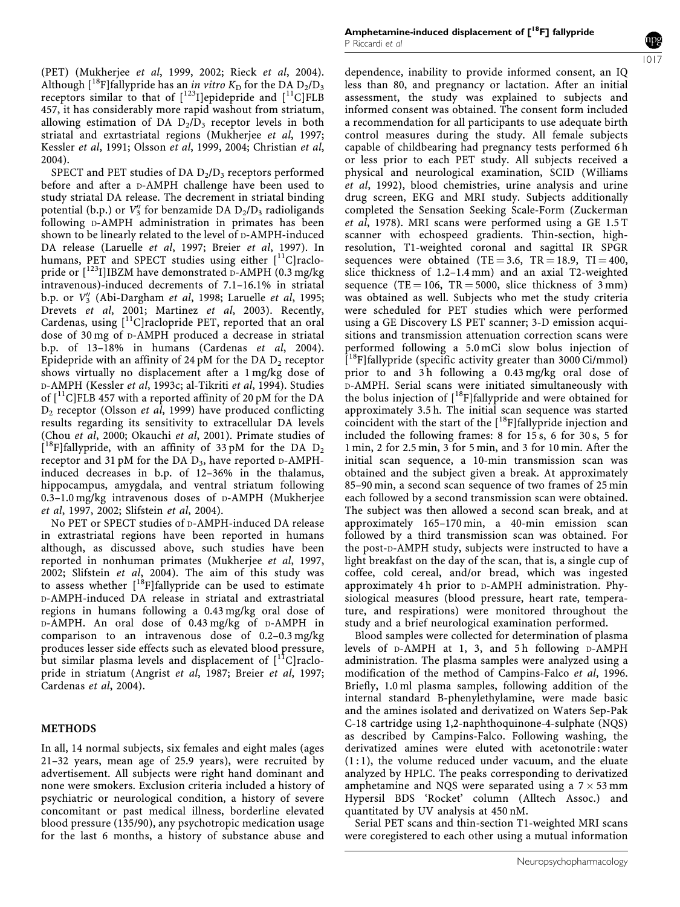(PET) (Mukherjee *et al*, 1999, 2002; Rieck *et al*, 2004). Although [$^{18}$F]fallypride has an *in vitro* $K_D$ for the DA $D_2/D_3$ receptors similar to that of [$^{123}$I]epidepride and [$^{11}$C]FLB 457, it has considerably more rapid washout from striatum, allowing estimation of DA $D_2/D_3$ receptor levels in both striatal and exrtastriatal regions (Mukherjee *et al*, 1997; Kessler *et al*, 1991; Olsson *et al*, 1999, 2004; Christian *et al*, 2004).

SPECT and PET studies of DA $D_2/D_3$ receptors performed before and after a D-AMPH challenge have been used to study striatal DA release. The decrement in striatal binding potential (b.p.) or $V_3''$ for benzamide DA $D_2/D_3$ radioligands following D-AMPH administration in primates has been shown to be linearly related to the level of D-AMPH-induced DA release (Laruelle *et al*, 1997; Breier *et al*, 1997). In humans, PET and SPECT studies using either [$^{11}$C]raclopride or [$^{123}$I]IBZM have demonstrated D-AMPH (0.3 mg/kg intravenous)-induced decrements of 7.1–16.1% in striatal b.p. or $V_3''$ (Abi-Dargham *et al*, 1998; Laruelle *et al*, 1995; Drevets *et al*, 2001; Martinez *et al*, 2003). Recently, Cardenas, using [$^{11}$C]raclopride PET, reported that an oral dose of 30 mg of D-AMPH produced a decrease in striatal b.p. of 13–18% in humans (Cardenas *et al*, 2004). Epidepride with an affinity of 24 pM for the DA $D_2$ receptor shows virtually no displacement after a 1 mg/kg dose of D-AMPH (Kessler *et al*, 1993c; al-Tikriti *et al*, 1994). Studies of [$^{11}$C]FLB 457 with a reported affinity of 20 pM for the DA $D_2$ receptor (Olsson *et al*, 1999) have produced conflicting results regarding its sensitivity to extracellular DA levels (Chou *et al*, 2000; Okauchi *et al*, 2001). Primate studies of [$^{18}$F]fallypride, with an affinity of 33 pM for the DA $D_2$ receptor and 31 pM for the DA $D_3$, have reported D-AMPH-induced decreases in b.p. of 12–36% in the thalamus, hippocampus, amygdala, and ventral striatum following 0.3–1.0 mg/kg intravenous doses of D-AMPH (Mukherjee *et al*, 1997, 2002; Slifstein *et al*, 2004).

No PET or SPECT studies of D-AMPH-induced DA release in extrastriatal regions have been reported in humans although, as discussed above, such studies have been reported in nonhuman primates (Mukherjee *et al*, 1997, 2002; Slifstein *et al*, 2004). The aim of this study was to assess whether [$^{18}$F]fallypride can be used to estimate D-AMPH-induced DA release in striatal and extrastriatal regions in humans following a 0.43 mg/kg oral dose of D-AMPH. An oral dose of 0.43 mg/kg of D-AMPH in comparison to an intravenous dose of 0.2–0.3 mg/kg produces lesser side effects such as elevated blood pressure, but similar plasma levels and displacement of [$^{11}$C]raclopride in striatum (Angrist *et al*, 1987; Breier *et al*, 1997; Cardenas *et al*, 2004).

## METHODS

In all, 14 normal subjects, six females and eight males (ages 21–32 years, mean age of 25.9 years), were recruited by advertisement. All subjects were right hand dominant and none were smokers. Exclusion criteria included a history of psychiatric or neurological condition, a history of severe concomitant or past medical illness, borderline elevated blood pressure (135/90), any psychotropic medication usage for the last 6 months, a history of substance abuse and dependence, inability to provide informed consent, an IQ less than 80, and pregnancy or lactation. After an initial assessment, the study was explained to subjects and informed consent was obtained. The consent form included a recommendation for all participants to use adequate birth control measures during the study. All female subjects capable of childbearing had pregnancy tests performed 6 h or less prior to each PET study. All subjects received a physical and neurological examination, SCID (Williams *et al*, 1992), blood chemistries, urine analysis and urine drug screen, EKG and MRI study. Subjects additionally completed the Sensation Seeking Scale-Form (Zuckerman *et al*, 1978). MRI scans were performed using a GE 1.5 T scanner with echospeed gradients. Thin-section, high-resolution, T1-weighted coronal and sagittal IR SPGR sequences were obtained (TE = 3.6, TR = 18.9, TI = 400, slice thickness of 1.2–1.4 mm) and an axial T2-weighted sequence (TE = 106, TR = 5000, slice thickness of 3 mm) was obtained as well. Subjects who met the study criteria were scheduled for PET studies which were performed using a GE Discovery LS PET scanner; 3-D emission acquisitions and transmission attenuation correction scans were performed following a 5.0 mCi slow bolus injection of [$^{18}$F]fallypride (specific activity greater than 3000 Ci/mmol) prior to and 3 h following a 0.43 mg/kg oral dose of D-AMPH. Serial scans were initiated simultaneously with the bolus injection of [$^{18}$F]fallypride and were obtained for approximately 3.5 h. The initial scan sequence was started coincident with the start of the [$^{18}$F]fallypride injection and included the following frames: 8 for 15 s, 6 for 30 s, 5 for 1 min, 2 for 2.5 min, 3 for 5 min, and 3 for 10 min. After the initial scan sequence, a 10-min transmission scan was obtained and the subject given a break. At approximately 85–90 min, a second scan sequence of two frames of 25 min each followed by a second transmission scan were obtained. The subject was then allowed a second scan break, and at approximately 165–170 min, a 40-min emission scan followed by a third transmission scan was obtained. For the post-D-AMPH study, subjects were instructed to have a light breakfast on the day of the scan, that is, a single cup of coffee, cold cereal, and/or bread, which was ingested approximately 4 h prior to D-AMPH administration. Physiological measures (blood pressure, heart rate, temperature, and respirations) were monitored throughout the study and a brief neurological examination performed.

Blood samples were collected for determination of plasma levels of D-AMPH at 1, 3, and 5 h following D-AMPH administration. The plasma samples were analyzed using a modification of the method of Campins-Falco *et al*, 1996. Briefly, 1.0 ml plasma samples, following addition of the internal standard B-phenylethylamine, were made basic and the amines isolated and derivatized on Waters Sep-Pak C-18 cartridge using 1,2-naphthoquinone-4-sulphate (NQS) as described by Campins-Falco. Following washing, the derivatized amines were eluted with acetonotrile : water (1 : 1), the volume reduced under vacuum, and the eluate analyzed by HPLC. The peaks corresponding to derivatized amphetamine and NQS were separated using a 7 × 53 mm Hypersil BDS 'Rocket' column (Alltech Assoc.) and quantitated by UV analysis at 450 nM.

Serial PET scans and thin-section T1-weighted MRI scans were coregistered to each other using a mutual information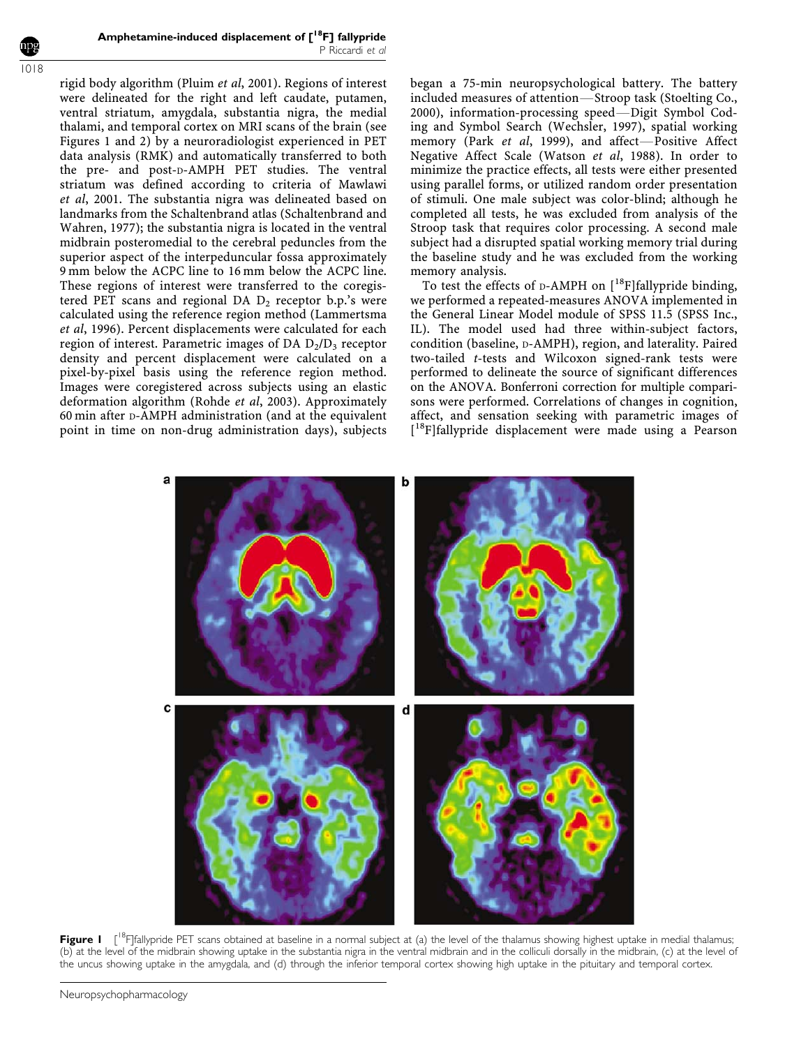rigid body algorithm (Pluim *et al*, 2001). Regions of interest were delineated for the right and left caudate, putamen, ventral striatum, amygdala, substantia nigra, the medial thalami, and temporal cortex on MRI scans of the brain (see Figures 1 and 2) by a neuroradiologist experienced in PET data analysis (RMK) and automatically transferred to both the pre- and post-D-AMPH PET studies. The ventral striatum was defined according to criteria of Mawlawi *et al*, 2001. The substantia nigra was delineated based on landmarks from the Schaltenbrand atlas (Schaltenbrand and Wahren, 1977); the substantia nigra is located in the ventral midbrain posteromedial to the cerebral peduncles from the superior aspect of the interpeduncular fossa approximately 9 mm below the ACPC line to 16 mm below the ACPC line. These regions of interest were transferred to the coregistered PET scans and regional DA $D_2$ receptor b.p.'s were calculated using the reference region method (Lammertsma *et al*, 1996). Percent displacements were calculated for each region of interest. Parametric images of DA $D_2/D_3$ receptor density and percent displacement were calculated on a pixel-by-pixel basis using the reference region method. Images were coregistered across subjects using an elastic deformation algorithm (Rohde *et al*, 2003). Approximately 60 min after D-AMPH administration (and at the equivalent point in time on non-drug administration days), subjects began a 75-min neuropsychological battery. The battery included measures of attention—Stroop task (Stoelting Co., 2000), information-processing speed—Digit Symbol Coding and Symbol Search (Wechsler, 1997), spatial working memory (Park *et al*, 1999), and affect—Positive Affect Negative Affect Scale (Watson *et al*, 1988). In order to minimize the practice effects, all tests were either presented using parallel forms, or utilized random order presentation of stimuli. One male subject was color-blind; although he completed all tests, he was excluded from analysis of the Stroop task that requires color processing. A second male subject had a disrupted spatial working memory trial during the baseline study and he was excluded from the working memory analysis.

To test the effects of D-AMPH on [$^{18}$F]fallypride binding, we performed a repeated-measures ANOVA implemented in the General Linear Model module of SPSS 11.5 (SPSS Inc., IL). The model used had three within-subject factors, condition (baseline, D-AMPH), region, and laterality. Paired two-tailed *t*-tests and Wilcoxon signed-rank tests were performed to delineate the source of significant differences on the ANOVA. Bonferroni correction for multiple comparisons were performed. Correlations of changes in cognition, affect, and sensation seeking with parametric images of [$^{18}$F]fallypride displacement were made using a Pearson

**Figure 1** [$^{18}$F]fallypride PET scans obtained at baseline in a normal subject at (a) the level of the thalamus showing highest uptake in medial thalamus; (b) at the level of the midbrain showing uptake in the substantia nigra in the ventral midbrain and in the colliculi dorsally in the midbrain, (c) at the level of the uncus showing uptake in the amygdala, and (d) through the inferior temporal cortex showing high uptake in the pituitary and temporal cortex.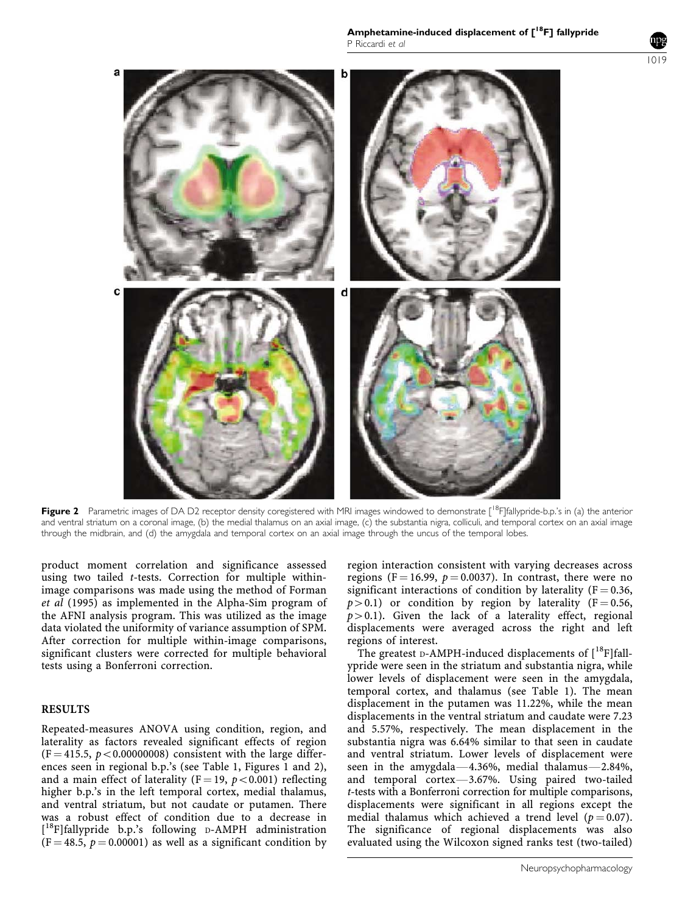**Figure 2** Parametric images of DA D2 receptor density coregistered with MRI images windowed to demonstrate [$^{18}$F]fallypride-b.p.'s in (a) the anterior and ventral striatum on a coronal image, (b) the medial thalamus on an axial image, (c) the substantia nigra, colliculi, and temporal cortex on an axial image through the midbrain, and (d) the amygdala and temporal cortex on an axial image through the uncus of the temporal lobes.

product moment correlation and significance assessed using two tailed *t*-tests. Correction for multiple within-image comparisons was made using the method of Forman *et al* (1995) as implemented in the Alpha-Sim program of the AFNI analysis program. This was utilized as the image data violated the uniformity of variance assumption of SPM. After correction for multiple within-image comparisons, significant clusters were corrected for multiple behavioral tests using a Bonferroni correction.

## RESULTS

Repeated-measures ANOVA using condition, region, and laterality as factors revealed significant effects of region ($F = 415.5$, $p < 0.00000008$) consistent with the large differences seen in regional b.p.'s (see Table 1, Figures 1 and 2), and a main effect of laterality ($F = 19$, $p < 0.001$) reflecting higher b.p.'s in the left temporal cortex, medial thalamus, and ventral striatum, but not caudate or putamen. There was a robust effect of condition due to a decrease in [$^{18}$F]fallypride b.p.'s following D-AMPH administration ($F = 48.5$, $p = 0.00001$) as well as a significant condition by region interaction consistent with varying decreases across regions ($F = 16.99$, $p = 0.0037$). In contrast, there were no significant interactions of condition by laterality ($F = 0.36$, $p > 0.1$) or condition by region by laterality ($F = 0.56$, $p > 0.1$). Given the lack of a laterality effect, regional displacements were averaged across the right and left regions of interest.

The greatest D-AMPH-induced displacements of [$^{18}$F]fallypride were seen in the striatum and substantia nigra, while lower levels of displacement were seen in the amygdala, temporal cortex, and thalamus (see Table 1). The mean displacement in the putamen was 11.22%, while the mean displacements in the ventral striatum and caudate were 7.23 and 5.57%, respectively. The mean displacement in the substantia nigra was 6.64% similar to that seen in caudate and ventral striatum. Lower levels of displacement were seen in the amygdala—4.36%, medial thalamus—2.84%, and temporal cortex—3.67%. Using paired two-tailed *t*-tests with a Bonferroni correction for multiple comparisons, displacements were significant in all regions except the medial thalamus which achieved a trend level ($p = 0.07$). The significance of regional displacements was also evaluated using the Wilcoxon signed ranks test (two-tailed)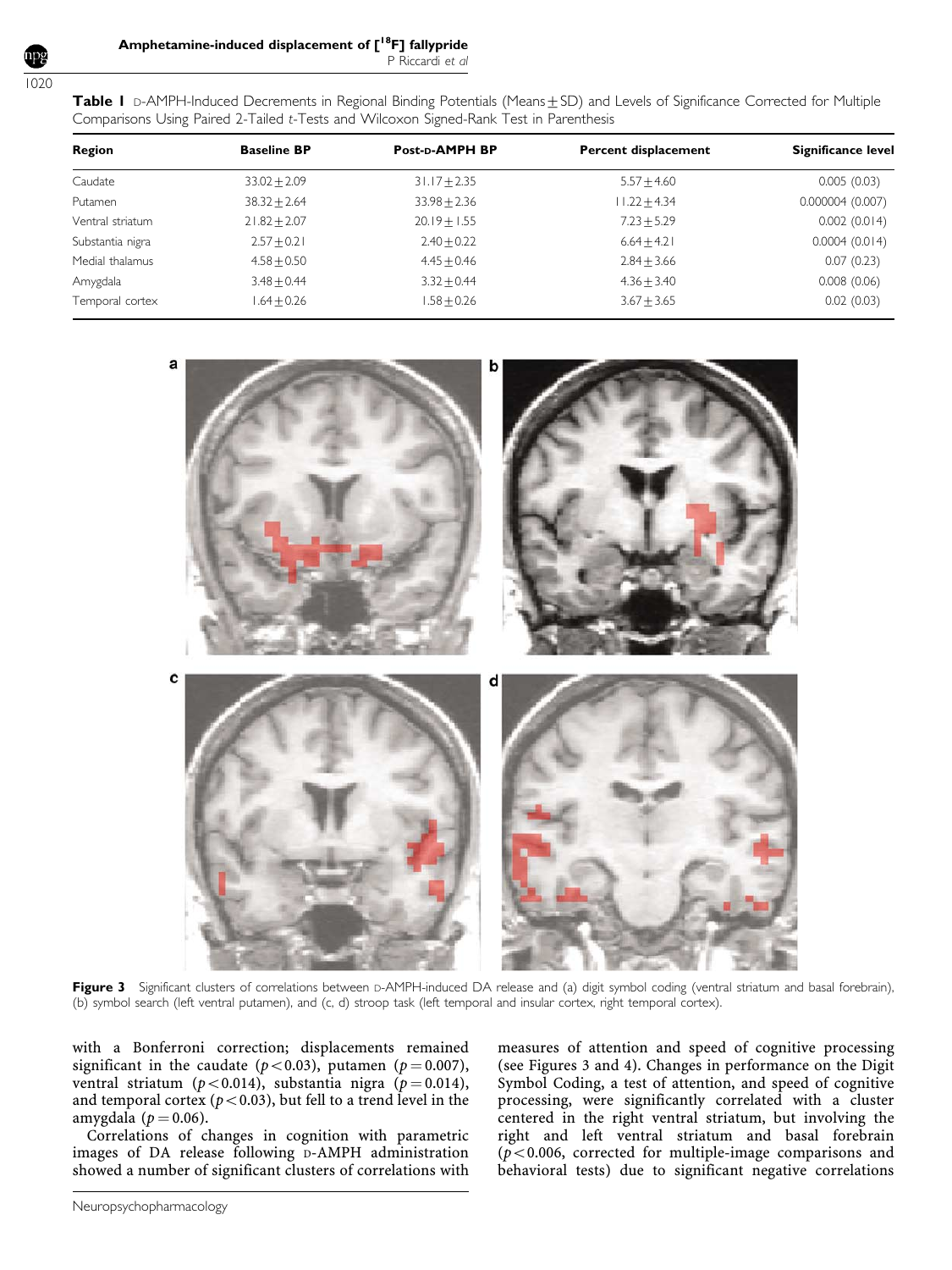**Table 1** D-AMPH-Induced Decrements in Regional Binding Potentials (Means±SD) and Levels of Significance Corrected for Multiple Comparisons Using Paired 2-Tailed *t*-Tests and Wilcoxon Signed-Rank Test in Parenthesis

| Region | Baseline BP | Post-D-AMPH BP | Percent displacement | Significance level |
|---|---|---|---|---|
| Caudate | 33.02±2.09 | 31.17±2.35 | 5.57±4.60 | 0.005 (0.03) |
| Putamen | 38.32±2.64 | 33.98±2.36 | 11.22±4.34 | 0.000004 (0.007) |
| Ventral striatum | 21.82±2.07 | 20.19±1.55 | 7.23±5.29 | 0.002 (0.014) |
| Substantia nigra | 2.57±0.21 | 2.40±0.22 | 6.64±4.21 | 0.0004 (0.014) |
| Medial thalamus | 4.58±0.50 | 4.45±0.46 | 2.84±3.66 | 0.07 (0.23) |
| Amygdala | 3.48±0.44 | 3.32±0.44 | 4.36±3.40 | 0.008 (0.06) |
| Temporal cortex | 1.64±0.26 | 1.58±0.26 | 3.67±3.65 | 0.02 (0.03) |

**Figure 3** Significant clusters of correlations between D-AMPH-induced DA release and (a) digit symbol coding (ventral striatum and basal forebrain), (b) symbol search (left ventral putamen), and (c, d) stroop task (left temporal and insular cortex, right temporal cortex).

with a Bonferroni correction; displacements remained significant in the caudate ($p<0.03$), putamen ($p=0.007$), ventral striatum ($p<0.014$), substantia nigra ($p=0.014$), and temporal cortex ($p<0.03$), but fell to a trend level in the amygdala ($p=0.06$).

Correlations of changes in cognition with parametric images of DA release following D-AMPH administration showed a number of significant clusters of correlations with measures of attention and speed of cognitive processing (see Figures 3 and 4). Changes in performance on the Digit Symbol Coding, a test of attention, and speed of cognitive processing, were significantly correlated with a cluster centered in the right ventral striatum, but involving the right and left ventral striatum and basal forebrain ($p<0.006$, corrected for multiple-image comparisons and behavioral tests) due to significant negative correlations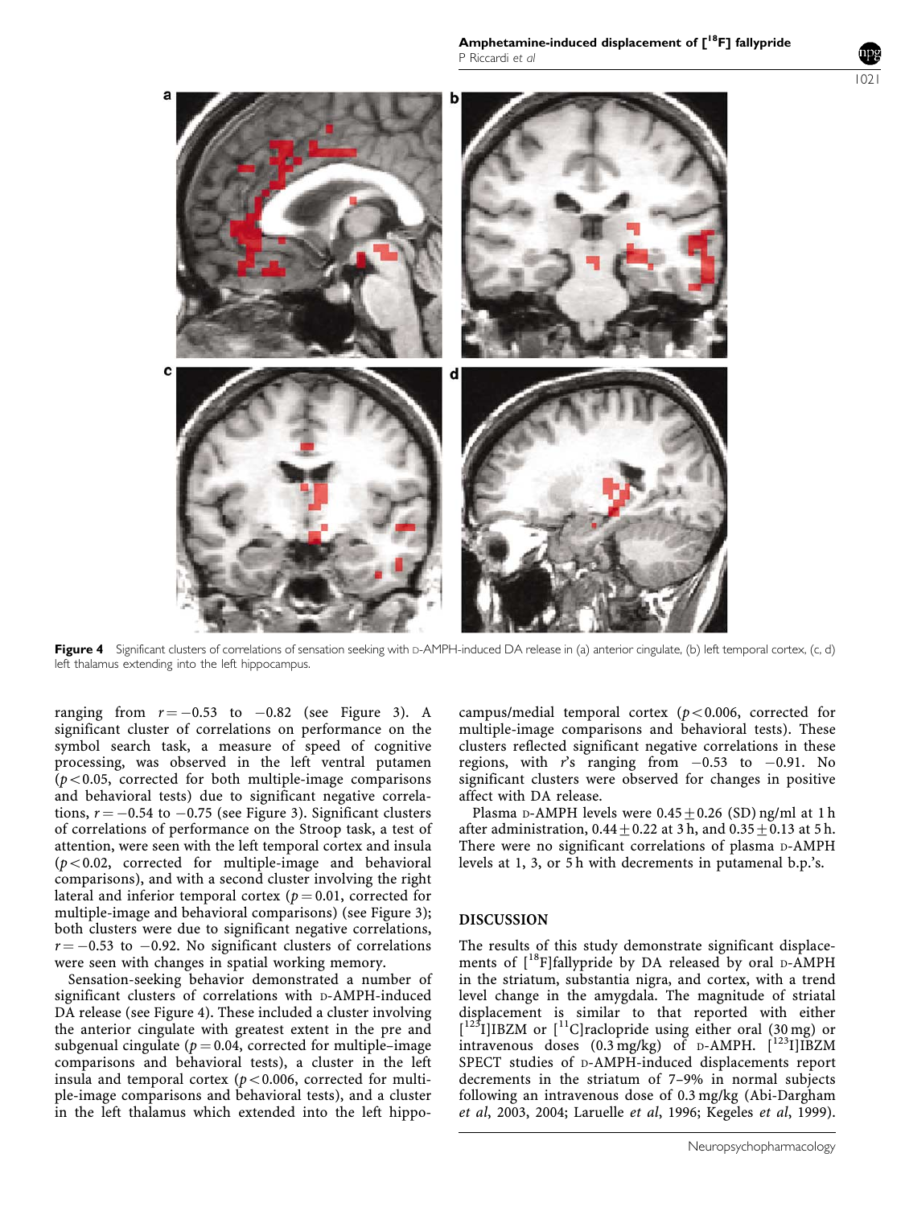**Figure 4** Significant clusters of correlations of sensation seeking with D-AMPH-induced DA release in (a) anterior cingulate, (b) left temporal cortex, (c, d) left thalamus extending into the left hippocampus.

ranging from $r = -0.53$ to $-0.82$ (see Figure 3). A significant cluster of correlations on performance on the symbol search task, a measure of speed of cognitive processing, was observed in the left ventral putamen ($p < 0.05$, corrected for both multiple-image comparisons and behavioral tests) due to significant negative correlations, $r = -0.54$ to $-0.75$ (see Figure 3). Significant clusters of correlations of performance on the Stroop task, a test of attention, were seen with the left temporal cortex and insula ($p < 0.02$, corrected for multiple-image and behavioral comparisons), and with a second cluster involving the right lateral and inferior temporal cortex ($p = 0.01$, corrected for multiple-image and behavioral comparisons) (see Figure 3); both clusters were due to significant negative correlations, $r = -0.53$ to $-0.92$. No significant clusters of correlations were seen with changes in spatial working memory.

Sensation-seeking behavior demonstrated a number of significant clusters of correlations with D-AMPH-induced DA release (see Figure 4). These included a cluster involving the anterior cingulate with greatest extent in the pre and subgenual cingulate ($p = 0.04$, corrected for multiple–image comparisons and behavioral tests), a cluster in the left insula and temporal cortex ($p < 0.006$, corrected for multiple-image comparisons and behavioral tests), and a cluster in the left thalamus which extended into the left hippocampus/medial temporal cortex ($p < 0.006$, corrected for multiple-image comparisons and behavioral tests). These clusters reflected significant negative correlations in these regions, with $r$'s ranging from $-0.53$ to $-0.91$. No significant clusters were observed for changes in positive affect with DA release.

Plasma D-AMPH levels were $0.45 \pm 0.26$ (SD) ng/ml at 1 h after administration, $0.44 \pm 0.22$ at 3 h, and $0.35 \pm 0.13$ at 5 h. There were no significant correlations of plasma D-AMPH levels at 1, 3, or 5 h with decrements in putamenal b.p.'s.

## DISCUSSION

The results of this study demonstrate significant displacements of [$^{18}$F]fallypride by DA released by oral D-AMPH in the striatum, substantia nigra, and cortex, with a trend level change in the amygdala. The magnitude of striatal displacement is similar to that reported with either [$^{123}$I]IBZM or [$^{11}$C]raclopride using either oral (30 mg) or intravenous doses (0.3 mg/kg) of D-AMPH. [$^{123}$I]IBZM SPECT studies of D-AMPH-induced displacements report decrements in the striatum of 7–9% in normal subjects following an intravenous dose of 0.3 mg/kg (Abi-Dargham *et al*, 2003, 2004; Laruelle *et al*, 1996; Kegeles *et al*, 1999).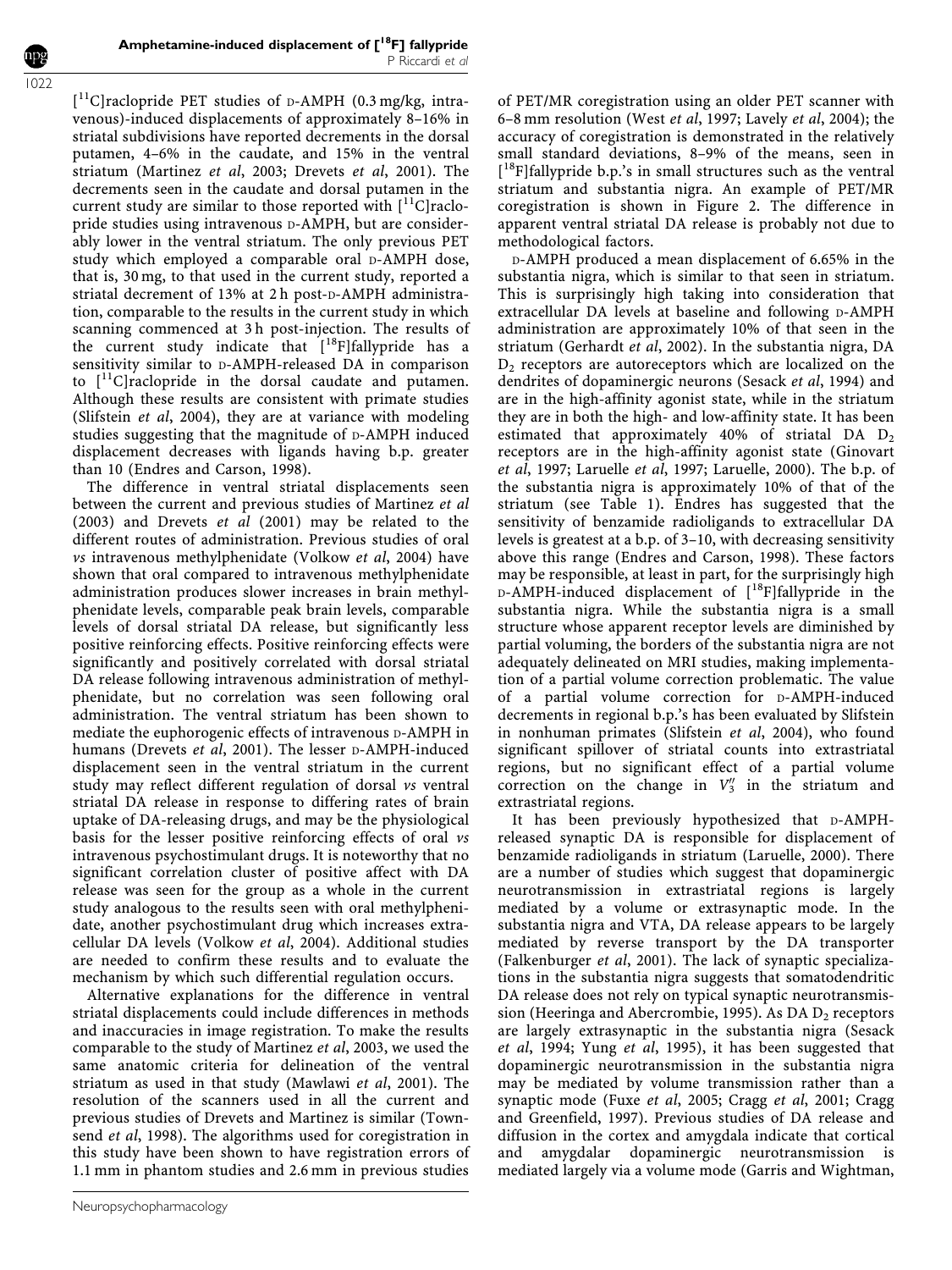[$^{11}$C]raclopride PET studies of D-AMPH (0.3 mg/kg, intravenous)-induced displacements of approximately 8–16% in striatal subdivisions have reported decrements in the dorsal putamen, 4–6% in the caudate, and 15% in the ventral striatum (Martinez *et al*, 2003; Drevets *et al*, 2001). The decrements seen in the caudate and dorsal putamen in the current study are similar to those reported with [$^{11}$C]raclopride studies using intravenous D-AMPH, but are considerably lower in the ventral striatum. The only previous PET study which employed a comparable oral D-AMPH dose, that is, 30 mg, to that used in the current study, reported a striatal decrement of 13% at 2 h post-D-AMPH administration, comparable to the results in the current study in which scanning commenced at 3 h post-injection. The results of the current study indicate that [$^{18}$F]fallypride has a sensitivity similar to D-AMPH-released DA in comparison to [$^{11}$C]raclopride in the dorsal caudate and putamen. Although these results are consistent with primate studies (Slifstein *et al*, 2004), they are at variance with modeling studies suggesting that the magnitude of D-AMPH induced displacement decreases with ligands having b.p. greater than 10 (Endres and Carson, 1998).

The difference in ventral striatal displacements seen between the current and previous studies of Martinez *et al* (2003) and Drevets *et al* (2001) may be related to the different routes of administration. Previous studies of oral *vs* intravenous methylphenidate (Volkow *et al*, 2004) have shown that oral compared to intravenous methylphenidate administration produces slower increases in brain methylphenidate levels, comparable peak brain levels, comparable levels of dorsal striatal DA release, but significantly less positive reinforcing effects. Positive reinforcing effects were significantly and positively correlated with dorsal striatal DA release following intravenous administration of methylphenidate, but no correlation was seen following oral administration. The ventral striatum has been shown to mediate the euphorogenic effects of intravenous D-AMPH in humans (Drevets *et al*, 2001). The lesser D-AMPH-induced displacement seen in the ventral striatum in the current study may reflect different regulation of dorsal *vs* ventral striatal DA release in response to differing rates of brain uptake of DA-releasing drugs, and may be the physiological basis for the lesser positive reinforcing effects of oral *vs* intravenous psychostimulant drugs. It is noteworthy that no significant correlation cluster of positive affect with DA release was seen for the group as a whole in the current study analogous to the results seen with oral methylphenidate, another psychostimulant drug which increases extracellular DA levels (Volkow *et al*, 2004). Additional studies are needed to confirm these results and to evaluate the mechanism by which such differential regulation occurs.

Alternative explanations for the difference in ventral striatal displacements could include differences in methods and inaccuracies in image registration. To make the results comparable to the study of Martinez *et al*, 2003, we used the same anatomic criteria for delineation of the ventral striatum as used in that study (Mawlawi *et al*, 2001). The resolution of the scanners used in all the current and previous studies of Drevets and Martinez is similar (Townsend *et al*, 1998). The algorithms used for coregistration in this study have been shown to have registration errors of 1.1 mm in phantom studies and 2.6 mm in previous studies of PET/MR coregistration using an older PET scanner with 6–8 mm resolution (West *et al*, 1997; Lavely *et al*, 2004); the accuracy of coregistration is demonstrated in the relatively small standard deviations, 8–9% of the means, seen in [$^{18}$F]fallypride b.p.'s in small structures such as the ventral striatum and substantia nigra. An example of PET/MR coregistration is shown in Figure 2. The difference in apparent ventral striatal DA release is probably not due to methodological factors.

D-AMPH produced a mean displacement of 6.65% in the substantia nigra, which is similar to that seen in striatum. This is surprisingly high taking into consideration that extracellular DA levels at baseline and following D-AMPH administration are approximately 10% of that seen in the striatum (Gerhardt *et al*, 2002). In the substantia nigra, DA $D_2$ receptors are autoreceptors which are localized on the dendrites of dopaminergic neurons (Sesack *et al*, 1994) and are in the high-affinity agonist state, while in the striatum they are in both the high- and low-affinity state. It has been estimated that approximately 40% of striatal DA $D_2$ receptors are in the high-affinity agonist state (Ginovart *et al*, 1997; Laruelle *et al*, 1997; Laruelle, 2000). The b.p. of the substantia nigra is approximately 10% of that of the striatum (see Table 1). Endres has suggested that the sensitivity of benzamide radioligands to extracellular DA levels is greatest at a b.p. of 3–10, with decreasing sensitivity above this range (Endres and Carson, 1998). These factors may be responsible, at least in part, for the surprisingly high D-AMPH-induced displacement of [$^{18}$F]fallypride in the substantia nigra. While the substantia nigra is a small structure whose apparent receptor levels are diminished by partial voluming, the borders of the substantia nigra are not adequately delineated on MRI studies, making implementation of a partial volume correction problematic. The value of a partial volume correction for D-AMPH-induced decrements in regional b.p.'s has been evaluated by Slifstein in nonhuman primates (Slifstein *et al*, 2004), who found significant spillover of striatal counts into extrastriatal regions, but no significant effect of a partial volume correction on the change in $V_3''$ in the striatum and extrastriatal regions.

It has been previously hypothesized that D-AMPH-released synaptic DA is responsible for displacement of benzamide radioligands in striatum (Laruelle, 2000). There are a number of studies which suggest that dopaminergic neurotransmission in extrastriatal regions is largely mediated by a volume or extrasynaptic mode. In the substantia nigra and VTA, DA release appears to be largely mediated by reverse transport by the DA transporter (Falkenburger *et al*, 2001). The lack of synaptic specializations in the substantia nigra suggests that somatodendritic DA release does not rely on typical synaptic neurotransmission (Heeringa and Abercrombie, 1995). As DA $D_2$ receptors are largely extrasynaptic in the substantia nigra (Sesack *et al*, 1994; Yung *et al*, 1995), it has been suggested that dopaminergic neurotransmission in the substantia nigra may be mediated by volume transmission rather than a synaptic mode (Fuxe *et al*, 2005; Cragg *et al*, 2001; Cragg and Greenfield, 1997). Previous studies of DA release and diffusion in the cortex and amygdala indicate that cortical and amygdalar dopaminergic neurotransmission is mediated largely via a volume mode (Garris and Wightman,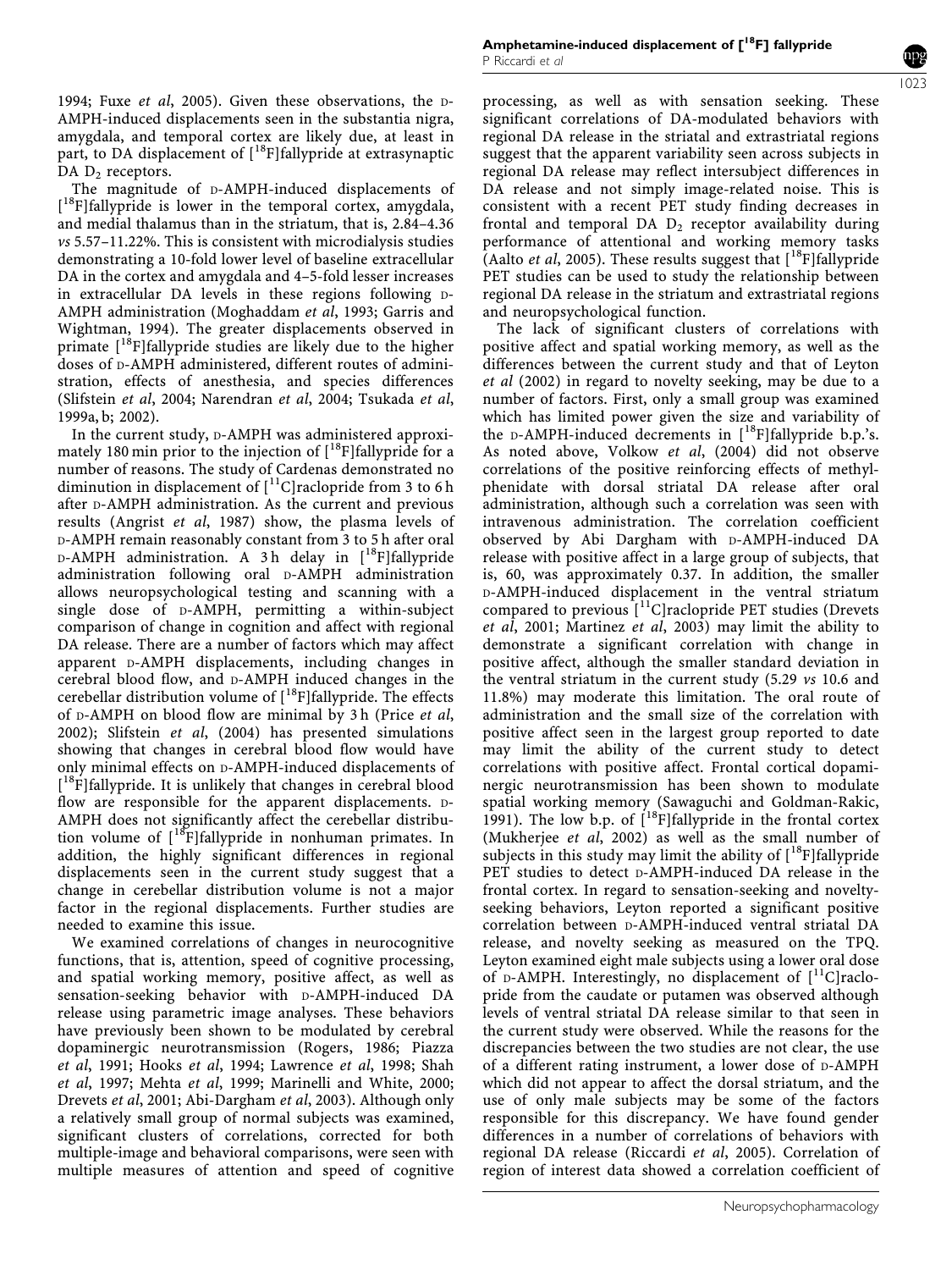1994; Fuxe *et al*, 2005). Given these observations, the D-AMPH-induced displacements seen in the substantia nigra, amygdala, and temporal cortex are likely due, at least in part, to DA displacement of [$^{18}$F]fallypride at extrasynaptic DA $D_2$ receptors.

The magnitude of D-AMPH-induced displacements of [$^{18}$F]fallypride is lower in the temporal cortex, amygdala, and medial thalamus than in the striatum, that is, 2.84–4.36 *vs* 5.57–11.22%. This is consistent with microdialysis studies demonstrating a 10-fold lower level of baseline extracellular DA in the cortex and amygdala and 4–5-fold lesser increases in extracellular DA levels in these regions following D-AMPH administration (Moghaddam *et al*, 1993; Garris and Wightman, 1994). The greater displacements observed in primate [$^{18}$F]fallypride studies are likely due to the higher doses of D-AMPH administered, different routes of administration, effects of anesthesia, and species differences (Slifstein *et al*, 2004; Narendran *et al*, 2004; Tsukada *et al*, 1999a, b; 2002).

In the current study, D-AMPH was administered approximately 180 min prior to the injection of [$^{18}$F]fallypride for a number of reasons. The study of Cardenas demonstrated no diminution in displacement of [$^{11}$C]raclopride from 3 to 6 h after D-AMPH administration. As the current and previous results (Angrist *et al*, 1987) show, the plasma levels of D-AMPH remain reasonably constant from 3 to 5 h after oral D-AMPH administration. A 3 h delay in [$^{18}$F]fallypride administration following oral D-AMPH administration allows neuropsychological testing and scanning with a single dose of D-AMPH, permitting a within-subject comparison of change in cognition and affect with regional DA release. There are a number of factors which may affect apparent D-AMPH displacements, including changes in cerebral blood flow, and D-AMPH induced changes in the cerebellar distribution volume of [$^{18}$F]fallypride. The effects of D-AMPH on blood flow are minimal by 3 h (Price *et al*, 2002); Slifstein *et al*, (2004) has presented simulations showing that changes in cerebral blood flow would have only minimal effects on D-AMPH-induced displacements of [$^{18}$F]fallypride. It is unlikely that changes in cerebral blood flow are responsible for the apparent displacements. D-AMPH does not significantly affect the cerebellar distribution volume of [$^{18}$F]fallypride in nonhuman primates. In addition, the highly significant differences in regional displacements seen in the current study suggest that a change in cerebellar distribution volume is not a major factor in the regional displacements. Further studies are needed to examine this issue.

We examined correlations of changes in neurocognitive functions, that is, attention, speed of cognitive processing, and spatial working memory, positive affect, as well as sensation-seeking behavior with D-AMPH-induced DA release using parametric image analyses. These behaviors have previously been shown to be modulated by cerebral dopaminergic neurotransmission (Rogers, 1986; Piazza *et al*, 1991; Hooks *et al*, 1994; Lawrence *et al*, 1998; Shah *et al*, 1997; Mehta *et al*, 1999; Marinelli and White, 2000; Drevets *et al*, 2001; Abi-Dargham *et al*, 2003). Although only a relatively small group of normal subjects was examined, significant clusters of correlations, corrected for both multiple-image and behavioral comparisons, were seen with multiple measures of attention and speed of cognitive processing, as well as with sensation seeking. These significant correlations of DA-modulated behaviors with regional DA release in the striatal and extrastriatal regions suggest that the apparent variability seen across subjects in regional DA release may reflect intersubject differences in DA release and not simply image-related noise. This is consistent with a recent PET study finding decreases in frontal and temporal DA $D_2$ receptor availability during performance of attentional and working memory tasks (Aalto *et al*, 2005). These results suggest that [$^{18}$F]fallypride PET studies can be used to study the relationship between regional DA release in the striatum and extrastriatal regions and neuropsychological function.

The lack of significant clusters of correlations with positive affect and spatial working memory, as well as the differences between the current study and that of Leyton *et al* (2002) in regard to novelty seeking, may be due to a number of factors. First, only a small group was examined which has limited power given the size and variability of the D-AMPH-induced decrements in [$^{18}$F]fallypride b.p.'s. As noted above, Volkow *et al*, (2004) did not observe correlations of the positive reinforcing effects of methylphenidate with dorsal striatal DA release after oral administration, although such a correlation was seen with intravenous administration. The correlation coefficient observed by Abi Dargham with D-AMPH-induced DA release with positive affect in a large group of subjects, that is, 60, was approximately 0.37. In addition, the smaller D-AMPH-induced displacement in the ventral striatum compared to previous [$^{11}$C]raclopride PET studies (Drevets *et al*, 2001; Martinez *et al*, 2003) may limit the ability to demonstrate a significant correlation with change in positive affect, although the smaller standard deviation in the ventral striatum in the current study (5.29 *vs* 10.6 and 11.8%) may moderate this limitation. The oral route of administration and the small size of the correlation with positive affect seen in the largest group reported to date may limit the ability of the current study to detect correlations with positive affect. Frontal cortical dopaminergic neurotransmission has been shown to modulate spatial working memory (Sawaguchi and Goldman-Rakic, 1991). The low b.p. of [$^{18}$F]fallypride in the frontal cortex (Mukherjee *et al*, 2002) as well as the small number of subjects in this study may limit the ability of [$^{18}$F]fallypride PET studies to detect D-AMPH-induced DA release in the frontal cortex. In regard to sensation-seeking and novelty-seeking behaviors, Leyton reported a significant positive correlation between D-AMPH-induced ventral striatal DA release, and novelty seeking as measured on the TPQ. Leyton examined eight male subjects using a lower oral dose of D-AMPH. Interestingly, no displacement of [$^{11}$C]raclopride from the caudate or putamen was observed although levels of ventral striatal DA release similar to that seen in the current study were observed. While the reasons for the discrepancies between the two studies are not clear, the use of a different rating instrument, a lower dose of D-AMPH which did not appear to affect the dorsal striatum, and the use of only male subjects may be some of the factors responsible for this discrepancy. We have found gender differences in a number of correlations of behaviors with regional DA release (Riccardi *et al*, 2005). Correlation of region of interest data showed a correlation coefficient of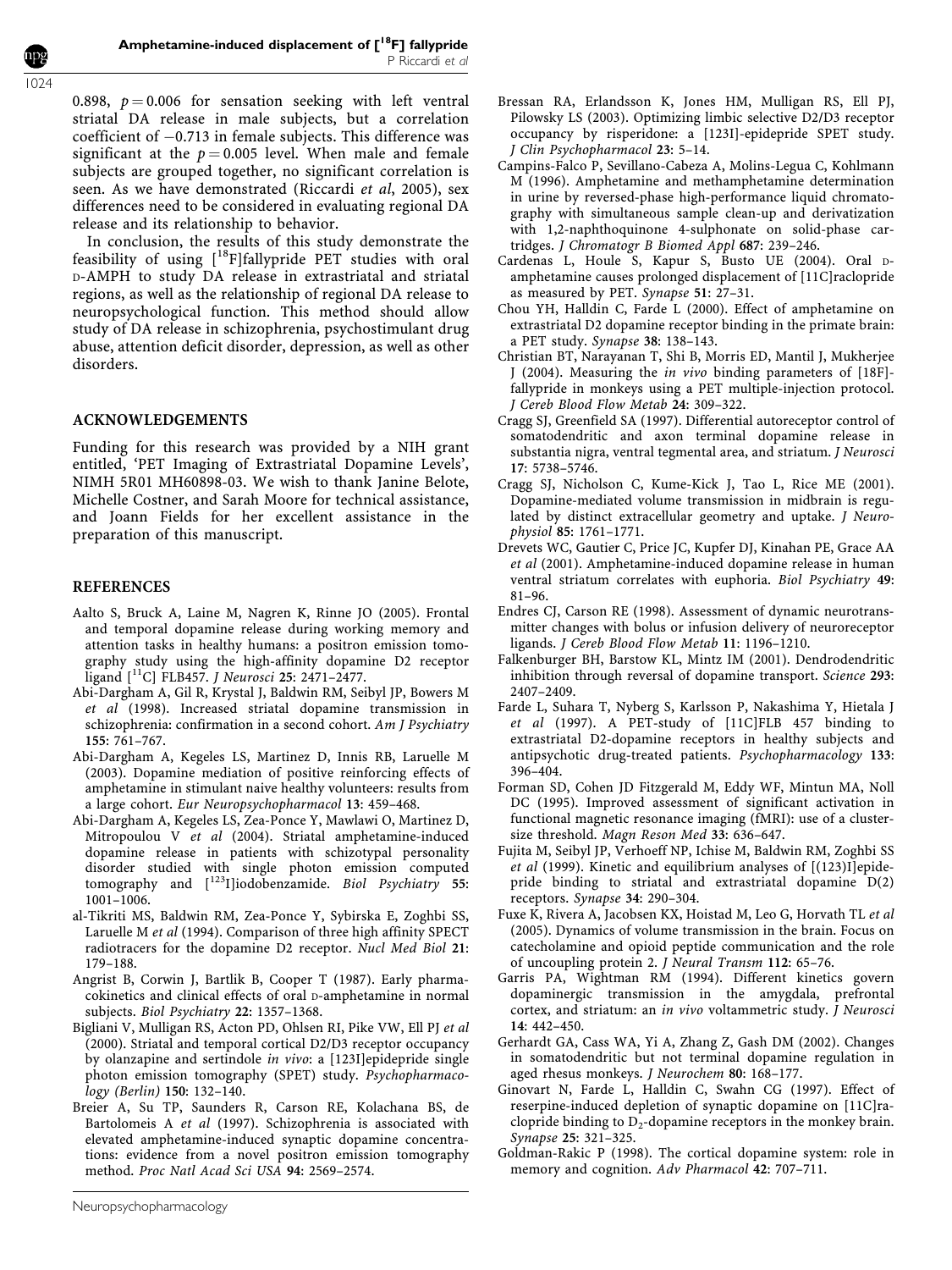0.898, $p = 0.006$ for sensation seeking with left ventral striatal DA release in male subjects, but a correlation coefficient of $-0.713$ in female subjects. This difference was significant at the $p = 0.005$ level. When male and female subjects are grouped together, no significant correlation is seen. As we have demonstrated (Riccardi *et al*, 2005), sex differences need to be considered in evaluating regional DA release and its relationship to behavior.

In conclusion, the results of this study demonstrate the feasibility of using [$^{18}$F]fallypride PET studies with oral D-AMPH to study DA release in extrastriatal and striatal regions, as well as the relationship of regional DA release to neuropsychological function. This method should allow study of DA release in schizophrenia, psychostimulant drug abuse, attention deficit disorder, depression, as well as other disorders.

## ACKNOWLEDGEMENTS

Funding for this research was provided by a NIH grant entitled, 'PET Imaging of Extrastriatal Dopamine Levels', NIMH 5R01 MH60898-03. We wish to thank Janine Belote, Michelle Costner, and Sarah Moore for technical assistance, and Joann Fields for her excellent assistance in the preparation of this manuscript.

## REFERENCES

Aalto S, Bruck A, Laine M, Nagren K, Rinne JO (2005). Frontal and temporal dopamine release during working memory and attention tasks in healthy humans: a positron emission tomography study using the high-affinity dopamine D2 receptor ligand [$^{11}$C] FLB457. *J Neurosci* **25**: 2471–2477.

Abi-Dargham A, Gil R, Krystal J, Baldwin RM, Seibyl JP, Bowers M *et al* (1998). Increased striatal dopamine transmission in schizophrenia: confirmation in a second cohort. *Am J Psychiatry* **155**: 761–767.

Abi-Dargham A, Kegeles LS, Martinez D, Innis RB, Laruelle M (2003). Dopamine mediation of positive reinforcing effects of amphetamine in stimulant naive healthy volunteers: results from a large cohort. *Eur Neuropsychopharmacol* **13**: 459–468.

Abi-Dargham A, Kegeles LS, Zea-Ponce Y, Mawlawi O, Martinez D, Mitropoulou V *et al* (2004). Striatal amphetamine-induced dopamine release in patients with schizotypal personality disorder studied with single photon emission computed tomography and [$^{123}$I]iodobenzamide. *Biol Psychiatry* **55**: 1001–1006.

al-Tikriti MS, Baldwin RM, Zea-Ponce Y, Sybirska E, Zoghbi SS, Laruelle M *et al* (1994). Comparison of three high affinity SPECT radiotracers for the dopamine D2 receptor. *Nucl Med Biol* **21**: 179–188.

Angrist B, Corwin J, Bartlik B, Cooper T (1987). Early pharmacokinetics and clinical effects of oral D-amphetamine in normal subjects. *Biol Psychiatry* **22**: 1357–1368.

Bigliani V, Mulligan RS, Acton PD, Ohlsen RI, Pike VW, Ell PJ *et al* (2000). Striatal and temporal cortical D2/D3 receptor occupancy by olanzapine and sertindole *in vivo*: a [123I]epidepride single photon emission tomography (SPET) study. *Psychopharmacology (Berlin)* **150**: 132–140.

Breier A, Su TP, Saunders R, Carson RE, Kolachana BS, de Bartolomeis A *et al* (1997). Schizophrenia is associated with elevated amphetamine-induced synaptic dopamine concentrations: evidence from a novel positron emission tomography method. *Proc Natl Acad Sci USA* **94**: 2569–2574.

Bressan RA, Erlandsson K, Jones HM, Mulligan RS, Ell PJ, Pilowsky LS (2003). Optimizing limbic selective D2/D3 receptor occupancy by risperidone: a [123I]-epidepride SPET study. *J Clin Psychopharmacol* **23**: 5–14.

Campins-Falco P, Sevillano-Cabeza A, Molins-Legua C, Kohlmann M (1996). Amphetamine and methamphetamine determination in urine by reversed-phase high-performance liquid chromatography with simultaneous sample clean-up and derivatization with 1,2-naphthoquinone 4-sulphonate on solid-phase cartridges. *J Chromatogr B Biomed Appl* **687**: 239–246.

Cardenas L, Houle S, Kapur S, Busto UE (2004). Oral D-amphetamine causes prolonged displacement of [11C]raclopride as measured by PET. *Synapse* **51**: 27–31.

Chou YH, Halldin C, Farde L (2000). Effect of amphetamine on extrastriatal D2 dopamine receptor binding in the primate brain: a PET study. *Synapse* **38**: 138–143.

Christian BT, Narayanan T, Shi B, Morris ED, Mantil J, Mukherjee J (2004). Measuring the *in vivo* binding parameters of [18F]-fallypride in monkeys using a PET multiple-injection protocol. *J Cereb Blood Flow Metab* **24**: 309–322.

Cragg SJ, Greenfield SA (1997). Differential autoreceptor control of somatodendritic and axon terminal dopamine release in substantia nigra, ventral tegmental area, and striatum. *J Neurosci* **17**: 5738–5746.

Cragg SJ, Nicholson C, Kume-Kick J, Tao L, Rice ME (2001). Dopamine-mediated volume transmission in midbrain is regulated by distinct extracellular geometry and uptake. *J Neurophysiol* **85**: 1761–1771.

Drevets WC, Gautier C, Price JC, Kupfer DJ, Kinahan PE, Grace AA *et al* (2001). Amphetamine-induced dopamine release in human ventral striatum correlates with euphoria. *Biol Psychiatry* **49**: 81–96.

Endres CJ, Carson RE (1998). Assessment of dynamic neurotransmitter changes with bolus or infusion delivery of neuroreceptor ligands. *J Cereb Blood Flow Metab* **11**: 1196–1210.

Falkenburger BH, Barstow KL, Mintz IM (2001). Dendrodendritic inhibition through reversal of dopamine transport. *Science* **293**: 2407–2409.

Farde L, Suhara T, Nyberg S, Karlsson P, Nakashima Y, Hietala J *et al* (1997). A PET-study of [11C]FLB 457 binding to extrastriatal D2-dopamine receptors in healthy subjects and antipsychotic drug-treated patients. *Psychopharmacology* **133**: 396–404.

Forman SD, Cohen JD Fitzgerald M, Eddy WF, Mintun MA, Noll DC (1995). Improved assessment of significant activation in functional magnetic resonance imaging (fMRI): use of a cluster-size threshold. *Magn Reson Med* **33**: 636–647.

Fujita M, Seibyl JP, Verhoeff NP, Ichise M, Baldwin RM, Zoghbi SS *et al* (1999). Kinetic and equilibrium analyses of [(123)I]epidepride binding to striatal and extrastriatal dopamine D(2) receptors. *Synapse* **34**: 290–304.

Fuxe K, Rivera A, Jacobsen KX, Hoistad M, Leo G, Horvath TL *et al* (2005). Dynamics of volume transmission in the brain. Focus on catecholamine and opioid peptide communication and the role of uncoupling protein 2. *J Neural Transm* **112**: 65–76.

Garris PA, Wightman RM (1994). Different kinetics govern dopaminergic transmission in the amygdala, prefrontal cortex, and striatum: an *in vivo* voltammetric study. *J Neurosci* **14**: 442–450.

Gerhardt GA, Cass WA, Yi A, Zhang Z, Gash DM (2002). Changes in somatodendritic but not terminal dopamine regulation in aged rhesus monkeys. *J Neurochem* **80**: 168–177.

Ginovart N, Farde L, Halldin C, Swahn CG (1997). Effect of reserpine-induced depletion of synaptic dopamine on [11C]raclopride binding to $D_2$-dopamine receptors in the monkey brain. *Synapse* **25**: 321–325.

Goldman-Rakic P (1998). The cortical dopamine system: role in memory and cognition. *Adv Pharmacol* **42**: 707–711.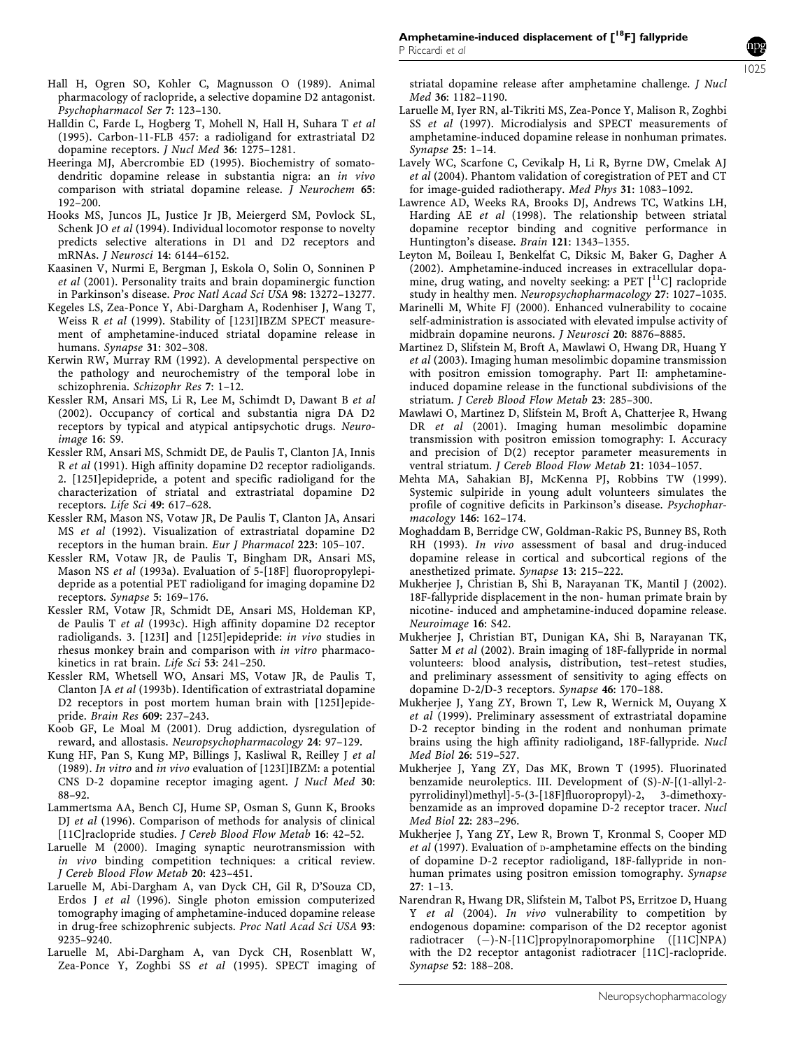Hall H, Ogren SO, Kohler C, Magnusson O (1989). Animal pharmacology of raclopride, a selective dopamine D2 antagonist. *Psychopharmacol Ser* **7**: 123–130.

Halldin C, Farde L, Hogberg T, Mohell N, Hall H, Suhara T *et al* (1995). Carbon-11-FLB 457: a radioligand for extrastriatal D2 dopamine receptors. *J Nucl Med* **36**: 1275–1281.

Heeringa MJ, Abercrombie ED (1995). Biochemistry of somatodendritic dopamine release in substantia nigra: an *in vivo* comparison with striatal dopamine release. *J Neurochem* **65**: 192–200.

Hooks MS, Juncos JL, Justice Jr JB, Meiergerd SM, Povlock SL, Schenk JO *et al* (1994). Individual locomotor response to novelty predicts selective alterations in D1 and D2 receptors and mRNAs. *J Neurosci* **14**: 6144–6152.

Kaasinen V, Nurmi E, Bergman J, Eskola O, Solin O, Sonninen P *et al* (2001). Personality traits and brain dopaminergic function in Parkinson's disease. *Proc Natl Acad Sci USA* **98**: 13272–13277.

Kegeles LS, Zea-Ponce Y, Abi-Dargham A, Rodenhiser J, Wang T, Weiss R *et al* (1999). Stability of [123I]IBZM SPECT measurement of amphetamine-induced striatal dopamine release in humans. *Synapse* **31**: 302–308.

Kerwin RW, Murray RM (1992). A developmental perspective on the pathology and neurochemistry of the temporal lobe in schizophrenia. *Schizophr Res* **7**: 1–12.

Kessler RM, Ansari MS, Li R, Lee M, Schimdt D, Dawant B *et al* (2002). Occupancy of cortical and substantia nigra DA D2 receptors by typical and atypical antipsychotic drugs. *Neuroimage* **16**: S9.

Kessler RM, Ansari MS, Schmidt DE, de Paulis T, Clanton JA, Innis R *et al* (1991). High affinity dopamine D2 receptor radioligands. 2. [125I]epidepride, a potent and specific radioligand for the characterization of striatal and extrastriatal dopamine D2 receptors. *Life Sci* **49**: 617–628.

Kessler RM, Mason NS, Votaw JR, De Paulis T, Clanton JA, Ansari MS *et al* (1992). Visualization of extrastriatal dopamine D2 receptors in the human brain. *Eur J Pharmacol* **223**: 105–107.

Kessler RM, Votaw JR, de Paulis T, Bingham DR, Ansari MS, Mason NS *et al* (1993a). Evaluation of 5-[18F] fluoropropylepidepride as a potential PET radioligand for imaging dopamine D2 receptors. *Synapse* **5**: 169–176.

Kessler RM, Votaw JR, Schmidt DE, Ansari MS, Holdeman KP, de Paulis T *et al* (1993c). High affinity dopamine D2 receptor radioligands. 3. [123I] and [125I]epidepride: *in vivo* studies in rhesus monkey brain and comparison with *in vitro* pharmacokinetics in rat brain. *Life Sci* **53**: 241–250.

Kessler RM, Whetsell WO, Ansari MS, Votaw JR, de Paulis T, Clanton JA *et al* (1993b). Identification of extrastriatal dopamine D2 receptors in post mortem human brain with [125I]epidepride. *Brain Res* **609**: 237–243.

Koob GF, Le Moal M (2001). Drug addiction, dysregulation of reward, and allostasis. *Neuropsychopharmacology* **24**: 97–129.

Kung HF, Pan S, Kung MP, Billings J, Kasliwal R, Reilley J *et al* (1989). *In vitro* and *in vivo* evaluation of [123I]IBZM: a potential CNS D-2 dopamine receptor imaging agent. *J Nucl Med* **30**: 88–92.

Lammertsma AA, Bench CJ, Hume SP, Osman S, Gunn K, Brooks DJ *et al* (1996). Comparison of methods for analysis of clinical [11C]raclopride studies. *J Cereb Blood Flow Metab* **16**: 42–52.

Laruelle M (2000). Imaging synaptic neurotransmission with *in vivo* binding competition techniques: a critical review. *J Cereb Blood Flow Metab* **20**: 423–451.

Laruelle M, Abi-Dargham A, van Dyck CH, Gil R, D'Souza CD, Erdos J *et al* (1996). Single photon emission computerized tomography imaging of amphetamine-induced dopamine release in drug-free schizophrenic subjects. *Proc Natl Acad Sci USA* **93**: 9235–9240.

Laruelle M, Abi-Dargham A, van Dyck CH, Rosenblatt W, Zea-Ponce Y, Zoghbi SS *et al* (1995). SPECT imaging of striatal dopamine release after amphetamine challenge. *J Nucl Med* **36**: 1182–1190.

Laruelle M, Iyer RN, al-Tikriti MS, Zea-Ponce Y, Malison R, Zoghbi SS *et al* (1997). Microdialysis and SPECT measurements of amphetamine-induced dopamine release in nonhuman primates. *Synapse* **25**: 1–14.

Lavely WC, Scarfone C, Cevikalp H, Li R, Byrne DW, Cmelak AJ *et al* (2004). Phantom validation of coregistration of PET and CT for image-guided radiotherapy. *Med Phys* **31**: 1083–1092.

Lawrence AD, Weeks RA, Brooks DJ, Andrews TC, Watkins LH, Harding AE *et al* (1998). The relationship between striatal dopamine receptor binding and cognitive performance in Huntington's disease. *Brain* **121**: 1343–1355.

Leyton M, Boileau I, Benkelfat C, Diksic M, Baker G, Dagher A (2002). Amphetamine-induced increases in extracellular dopamine, drug wating, and novelty seeking: a PET [$^{11}$C] raclopride study in healthy men. *Neuropsychopharmacology* **27**: 1027–1035.

Marinelli M, White FJ (2000). Enhanced vulnerability to cocaine self-administration is associated with elevated impulse activity of midbrain dopamine neurons. *J Neurosci* **20**: 8876–8885.

Martinez D, Slifstein M, Broft A, Mawlawi O, Hwang DR, Huang Y *et al* (2003). Imaging human mesolimbic dopamine transmission with positron emission tomography. Part II: amphetamine-induced dopamine release in the functional subdivisions of the striatum. *J Cereb Blood Flow Metab* **23**: 285–300.

Mawlawi O, Martinez D, Slifstein M, Broft A, Chatterjee R, Hwang DR *et al* (2001). Imaging human mesolimbic dopamine transmission with positron emission tomography: I. Accuracy and precision of D(2) receptor parameter measurements in ventral striatum. *J Cereb Blood Flow Metab* **21**: 1034–1057.

Mehta MA, Sahakian BJ, McKenna PJ, Robbins TW (1999). Systemic sulpiride in young adult volunteers simulates the profile of cognitive deficits in Parkinson's disease. *Psychopharmacology* **146**: 162–174.

Moghaddam B, Berridge CW, Goldman-Rakic PS, Bunney BS, Roth RH (1993). *In vivo* assessment of basal and drug-induced dopamine release in cortical and subcortical regions of the anesthetized primate. *Synapse* **13**: 215–222.

Mukherjee J, Christian B, Shi B, Narayanan TK, Mantil J (2002). 18F-fallypride displacement in the non- human primate brain by nicotine- induced and amphetamine-induced dopamine release. *Neuroimage* **16**: S42.

Mukherjee J, Christian BT, Dunigan KA, Shi B, Narayanan TK, Satter M *et al* (2002). Brain imaging of 18F-fallypride in normal volunteers: blood analysis, distribution, test–retest studies, and preliminary assessment of sensitivity to aging effects on dopamine D-2/D-3 receptors. *Synapse* **46**: 170–188.

Mukherjee J, Yang ZY, Brown T, Lew R, Wernick M, Ouyang X *et al* (1999). Preliminary assessment of extrastriatal dopamine D-2 receptor binding in the rodent and nonhuman primate brains using the high affinity radioligand, 18F-fallypride. *Nucl Med Biol* **26**: 519–527.

Mukherjee J, Yang ZY, Das MK, Brown T (1995). Fluorinated benzamide neuroleptics. III. Development of (S)-*N*-[(1-allyl-2-pyrrolidinyl)methyl]-5-(3-[18F]fluoropropyl)-2, 3-dimethoxybenzamide as an improved dopamine D-2 receptor tracer. *Nucl Med Biol* **22**: 283–296.

Mukherjee J, Yang ZY, Lew R, Brown T, Kronmal S, Cooper MD *et al* (1997). Evaluation of D-amphetamine effects on the binding of dopamine D-2 receptor radioligand, 18F-fallypride in nonhuman primates using positron emission tomography. *Synapse* **27**: 1–13.

Narendran R, Hwang DR, Slifstein M, Talbot PS, Erritzoe D, Huang Y *et al* (2004). *In vivo* vulnerability to competition by endogenous dopamine: comparison of the D2 receptor agonist radiotracer (−)-N-[11C]propylnorapomorphine ([11C]NPA) with the D2 receptor antagonist radiotracer [11C]-raclopride. *Synapse* **52**: 188–208.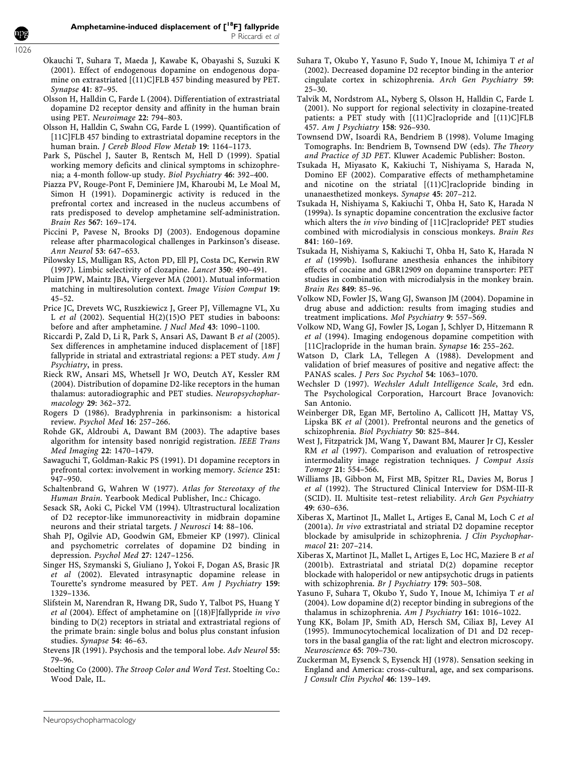Okauchi T, Suhara T, Maeda J, Kawabe K, Obayashi S, Suzuki K (2001). Effect of endogenous dopamine on endogenous dopamine on extrastriated [(11)C]FLB 457 binding measured by PET. *Synapse* **41**: 87–95.

Olsson H, Halldin C, Farde L (2004). Differentiation of extrastriatal dopamine D2 receptor density and affinity in the human brain using PET. *Neuroimage* **22**: 794–803.

Olsson H, Halldin C, Swahn CG, Farde L (1999). Quantification of [11C]FLB 457 binding to extrastriatal dopamine receptors in the human brain. *J Cereb Blood Flow Metab* **19**: 1164–1173.

Park S, Püschel J, Sauter B, Rentsch M, Hell D (1999). Spatial working memory deficits and clinical symptoms in schizophrenia; a 4-month follow-up study. *Biol Psychiatry* **46**: 392–400.

Piazza PV, Rouge-Pont F, Deminiere JM, Kharoubi M, Le Moal M, Simon H (1991). Dopaminergic activity is reduced in the prefrontal cortex and increased in the nucleus accumbens of rats predisposed to develop amphetamine self-administration. *Brain Res* **567**: 169–174.

Piccini P, Pavese N, Brooks DJ (2003). Endogenous dopamine release after pharmacological challenges in Parkinson's disease. *Ann Neurol* **53**: 647–653.

Pilowsky LS, Mulligan RS, Acton PD, Ell PJ, Costa DC, Kerwin RW (1997). Limbic selectivity of clozapine. *Lancet* **350**: 490–491.

Pluim JPW, Maintz JBA, Viergever MA (2001). Mutual information matching in multiresolution context. *Image Vision Comput* **19**: 45–52.

Price JC, Drevets WC, Ruszkiewicz J, Greer PJ, Villemagne VL, Xu L *et al* (2002). Sequential H(2)(15)O PET studies in baboons: before and after amphetamine. *J Nucl Med* **43**: 1090–1100.

Riccardi P, Zald D, Li R, Park S, Ansari AS, Dawant B *et al* (2005). Sex differences in amphetamine induced displacement of [18F] fallypride in striatal and extrastriatal regions: a PET study. *Am J Psychiatry*, in press.

Rieck RW, Ansari MS, Whetsell Jr WO, Deutch AY, Kessler RM (2004). Distribution of dopamine D2-like receptors in the human thalamus: autoradiographic and PET studies. *Neuropsychopharmacology* **29**: 362–372.

Rogers D (1986). Bradyphrenia in parkinsonism: a historical review. *Psychol Med* **16**: 257–266.

Rohde GK, Aldroubi A, Dawant BM (2003). The adaptive bases algorithm for intensity based nonrigid registration. *IEEE Trans Med Imaging* **22**: 1470–1479.

Sawaguchi T, Goldman-Rakic PS (1991). D1 dopamine receptors in prefrontal cortex: involvement in working memory. *Science* **251**: 947–950.

Schaltenbrand G, Wahren W (1977). *Atlas for Stereotaxy of the Human Brain*. Yearbook Medical Publisher, Inc.: Chicago.

Sesack SR, Aoki C, Pickel VM (1994). Ultrastructural localization of D2 receptor-like immunoreactivity in midbrain dopamine neurons and their striatal targets. *J Neurosci* **14**: 88–106.

Shah PJ, Ogilvie AD, Goodwin GM, Ebmeier KP (1997). Clinical and psychometric correlates of dopamine D2 binding in depression. *Psychol Med* **27**: 1247–1256.

Singer HS, Szymanski S, Giuliano J, Yokoi F, Dogan AS, Brasic JR *et al* (2002). Elevated intrasynaptic dopamine release in Tourette's syndrome measured by PET. *Am J Psychiatry* **159**: 1329–1336.

Slifstein M, Narendran R, Hwang DR, Sudo Y, Talbot PS, Huang Y *et al* (2004). Effect of amphetamine on [(18)F]fallypride *in vivo* binding to D(2) receptors in striatal and extrastriatal regions of the primate brain: single bolus and bolus plus constant infusion studies. *Synapse* **54**: 46–63.

Stevens JR (1991). Psychosis and the temporal lobe. *Adv Neurol* **55**: 79–96.

Stoelting Co (2000). *The Stroop Color and Word Test*. Stoelting Co.: Wood Dale, IL.

Suhara T, Okubo Y, Yasuno F, Sudo Y, Inoue M, Ichimiya T *et al* (2002). Decreased dopamine D2 receptor binding in the anterior cingulate cortex in schizophrenia. *Arch Gen Psychiatry* **59**: 25–30.

Talvik M, Nordstrom AL, Nyberg S, Olsson H, Halldin C, Farde L (2001). No support for regional selectivity in clozapine-treated patients: a PET study with [(11)C]raclopride and [(11)C]FLB 457. *Am J Psychiatry* **158**: 926–930.

Townsend DW, Isoardi RA, Bendriem B (1998). Volume Imaging Tomographs. In: Bendriem B, Townsend DW (eds). *The Theory and Practice of 3D PET*. Kluwer Academic Publisher: Boston.

Tsukada H, Miyasato K, Kakiuchi T, Nishiyama S, Harada N, Domino EF (2002). Comparative effects of methamphetamine and nicotine on the striatal [(11)C]raclopride binding in unanaesthetized monkeys. *Synapse* **45**: 207–212.

Tsukada H, Nishiyama S, Kakiuchi T, Ohba H, Sato K, Harada N (1999a). Is synaptic dopamine concentration the exclusive factor which alters the *in vivo* binding of [11C]raclopride? PET studies combined with microdialysis in conscious monkeys. *Brain Res* **841**: 160–169.

Tsukada H, Nishiyama S, Kakiuchi T, Ohba H, Sato K, Harada N *et al* (1999b). Isoflurane anesthesia enhances the inhibitory effects of cocaine and GBR12909 on dopamine transporter: PET studies in combination with microdialysis in the monkey brain. *Brain Res* **849**: 85–96.

Volkow ND, Fowler JS, Wang GJ, Swanson JM (2004). Dopamine in drug abuse and addiction: results from imaging studies and treatment implications. *Mol Psychiatry* **9**: 557–569.

Volkow ND, Wang GJ, Fowler JS, Logan J, Schlyer D, Hitzemann R *et al* (1994). Imaging endogenous dopamine competition with [11C]raclopride in the human brain. *Synapse* **16**: 255–262.

Watson D, Clark LA, Tellegen A (1988). Development and validation of brief measures of positive and negative affect: the PANAS scales. *J Pers Soc Psychol* **54**: 1063–1070.

Wechsler D (1997). *Wechsler Adult Intelligence Scale*, 3rd edn. The Psychological Corporation, Harcourt Brace Jovanovich: San Antonio.

Weinberger DR, Egan MF, Bertolino A, Callicott JH, Mattay VS, Lipska BK *et al* (2001). Prefrontal neurons and the genetics of schizophrenia. *Biol Psychiatry* **50**: 825–844.

West J, Fitzpatrick JM, Wang Y, Dawant BM, Maurer Jr CJ, Kessler RM *et al* (1997). Comparison and evaluation of retrospective intermodality image registration techniques. *J Comput Assis Tomogr* **21**: 554–566.

Williams JB, Gibbon M, First MB, Spitzer RL, Davies M, Borus J *et al* (1992). The Structured Clinical Interview for DSM-III-R (SCID). II. Multisite test–retest reliability. *Arch Gen Psychiatry* **49**: 630–636.

Xiberas X, Martinot JL, Mallet L, Artiges E, Canal M, Loch C *et al* (2001a). *In vivo* extrastriatal and striatal D2 dopamine receptor blockade by amisulpride in schizophrenia. *J Clin Psychopharmacol* **21**: 207–214.

Xiberas X, Martinot JL, Mallet L, Artiges E, Loc HC, Maziere B *et al* (2001b). Extrastriatal and striatal D(2) dopamine receptor blockade with haloperidol or new antipsychotic drugs in patients with schizophrenia. *Br J Psychiatry* **179**: 503–508.

Yasuno F, Suhara T, Okubo Y, Sudo Y, Inoue M, Ichimiya T *et al* (2004). Low dopamine d(2) receptor binding in subregions of the thalamus in schizophrenia. *Am J Psychiatry* **161**: 1016–1022.

Yung KK, Bolam JP, Smith AD, Hersch SM, Ciliax BJ, Levey AI (1995). Immunocytochemical localization of D1 and D2 receptors in the basal ganglia of the rat: light and electron microscopy. *Neuroscience* **65**: 709–730.

Zuckerman M, Eysenck S, Eysenck HJ (1978). Sensation seeking in England and America: cross-cultural, age, and sex comparisons. *J Consult Clin Psychol* **46**: 139–149.